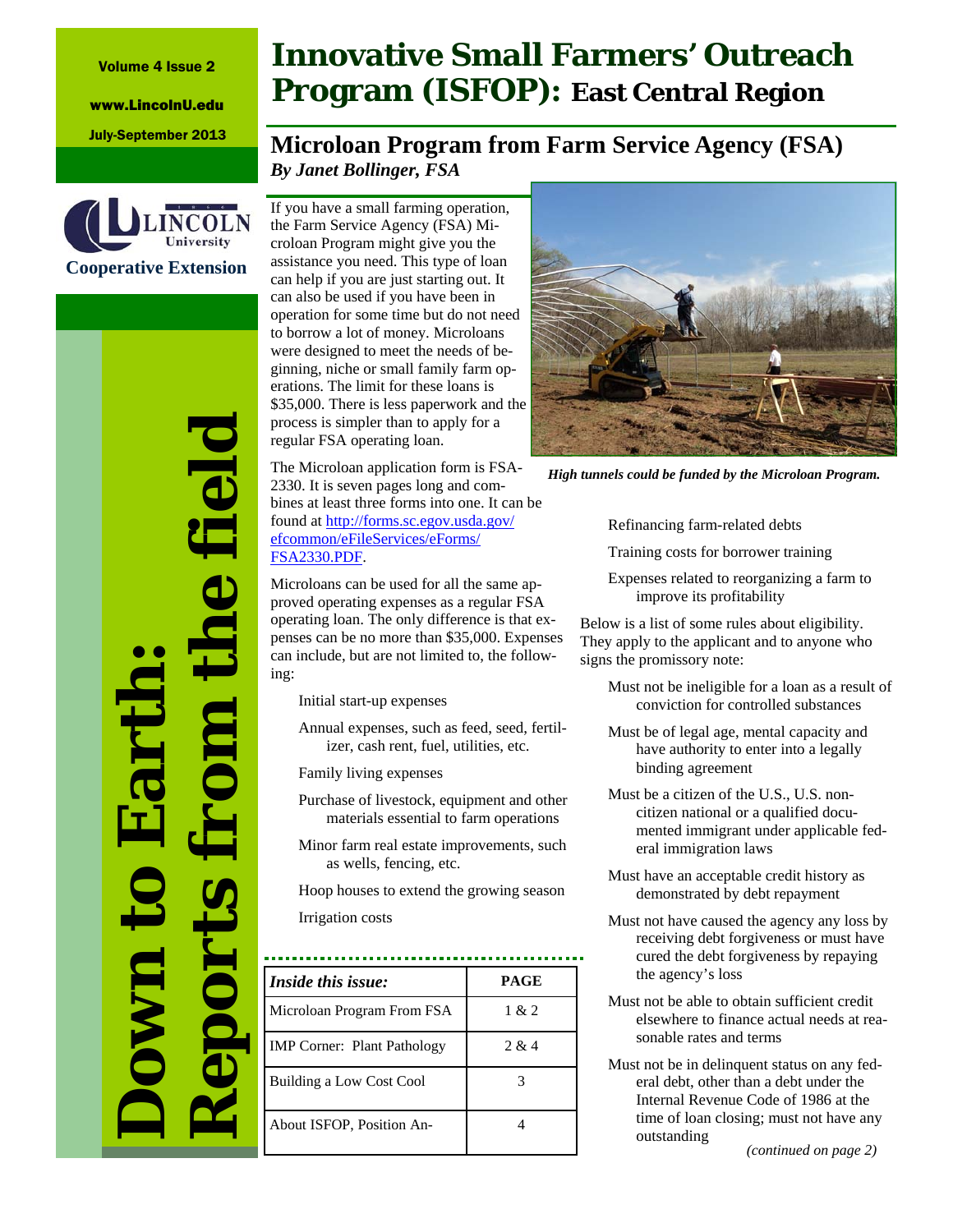Volume 4 Issue 2

www.LincolnU.edu

July-September 2013

Lincoln University Cooperative Extension

**Down to Earth: Reports from the field**

# Innovative Small Farmers' Outreach Program (ISFOP): East Central Region

## Microloan Program from Farm Service Agency (FSA)

***By Janet Bollinger, FSA***

If you have a small farming operation, the Farm Service Agency (FSA) Microloan Program might give you the assistance you need. This type of loan can help if you are just starting out. It can also be used if you have been in operation for some time but do not need to borrow a lot of money. Microloans were designed to meet the needs of beginning, niche or small family farm operations. The limit for these loans is $35,000. There is less paperwork and the process is simpler than to apply for a regular FSA operating loan.

The Microloan application form is FSA-2330. It is seven pages long and combines at least three forms into one. It can be found at [http://forms.sc.egov.usda.gov/efcommon/eFileServices/eForms/FSA2330.PDF](http://forms.sc.egov.usda.gov/efcommon/eFileServices/eForms/FSA2330.PDF).

Microloans can be used for all the same approved operating expenses as a regular FSA operating loan. The only difference is that expenses can be no more than $35,000. Expenses can include, but are not limited to, the following:

- Initial start-up expenses
- Annual expenses, such as feed, seed, fertilizer, cash rent, fuel, utilities, etc.
- Family living expenses
- Purchase of livestock, equipment and other materials essential to farm operations
- Minor farm real estate improvements, such as wells, fencing, etc.
- Hoop houses to extend the growing season
- Irrigation costs
- Refinancing farm-related debts
- Training costs for borrower training
- Expenses related to reorganizing a farm to improve its profitability

*High tunnels could be funded by the Microloan Program.*

Below is a list of some rules about eligibility. They apply to the applicant and to anyone who signs the promissory note:

- Must not be ineligible for a loan as a result of conviction for controlled substances
- Must be of legal age, mental capacity and have authority to enter into a legally binding agreement
- Must be a citizen of the U.S., U.S. non-citizen national or a qualified documented immigrant under applicable federal immigration laws
- Must have an acceptable credit history as demonstrated by debt repayment
- Must not have caused the agency any loss by receiving debt forgiveness or must have cured the debt forgiveness by repaying the agency's loss
- Must not be able to obtain sufficient credit elsewhere to finance actual needs at reasonable rates and terms
- Must not be in delinquent status on any federal debt, other than a debt under the Internal Revenue Code of 1986 at the time of loan closing; must not have any outstanding

*(continued on page 2)*

| *Inside this issue:* | PAGE |
|---|---|
| Microloan Program From FSA | 1 & 2 |
| IMP Corner: Plant Pathology | 2 & 4 |
| Building a Low Cost Cool | 3 |
| About ISFOP, Position An- | 4 |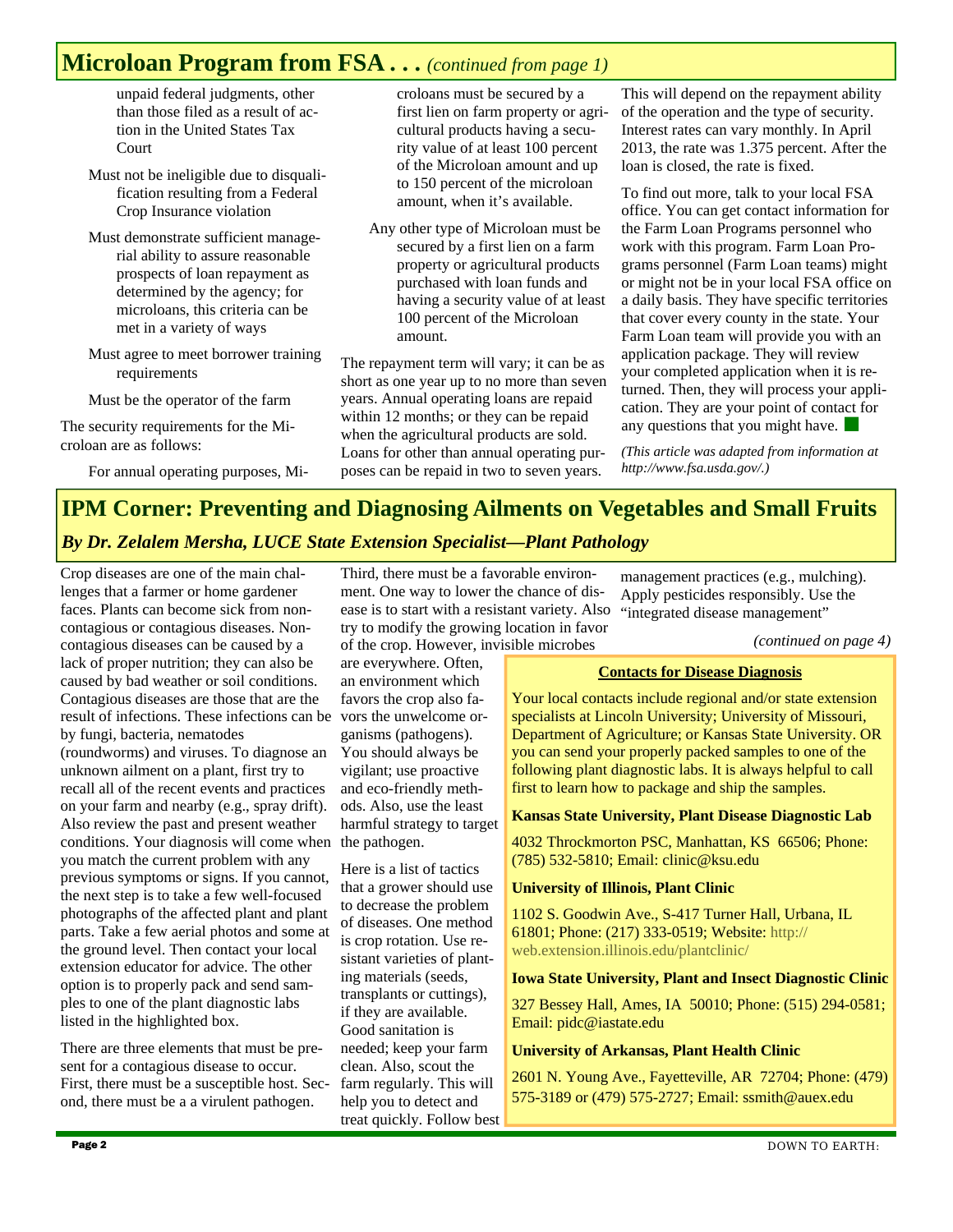## Microloan Program from FSA . . . *(continued from page 1)*

unpaid federal judgments, other than those filed as a result of action in the United States Tax Court

Must not be ineligible due to disqualification resulting from a Federal Crop Insurance violation

Must demonstrate sufficient managerial ability to assure reasonable prospects of loan repayment as determined by the agency; for microloans, this criteria can be met in a variety of ways

Must agree to meet borrower training requirements

Must be the operator of the farm

The security requirements for the Microloan are as follows:

For annual operating purposes, Microloans must be secured by a first lien on farm property or agricultural products having a security value of at least 100 percent of the Microloan amount and up to 150 percent of the microloan amount, when it's available.

Any other type of Microloan must be secured by a first lien on a farm property or agricultural products purchased with loan funds and having a security value of at least 100 percent of the Microloan amount.

The repayment term will vary; it can be as short as one year up to no more than seven years. Annual operating loans are repaid within 12 months; or they can be repaid when the agricultural products are sold. Loans for other than annual operating purposes can be repaid in two to seven years. This will depend on the repayment ability of the operation and the type of security. Interest rates can vary monthly. In April 2013, the rate was 1.375 percent. After the loan is closed, the rate is fixed.

To find out more, talk to your local FSA office. You can get contact information for the Farm Loan Programs personnel who work with this program. Farm Loan Programs personnel (Farm Loan teams) might or might not be in your local FSA office on a daily basis. They have specific territories that cover every county in the state. Your Farm Loan team will provide you with an application package. They will review your completed application when it is returned. Then, they will process your application. They are your point of contact for any questions that you might have.

*(This article was adapted from information at http://www.fsa.usda.gov/.)*

## IPM Corner: Preventing and Diagnosing Ailments on Vegetables and Small Fruits

*By Dr. Zelalem Mersha, LUCE State Extension Specialist—Plant Pathology*

Crop diseases are one of the main challenges that a farmer or home gardener faces. Plants can become sick from non-contagious or contagious diseases. Non-contagious diseases can be caused by a lack of proper nutrition; they can also be caused by bad weather or soil conditions. Contagious diseases are those that are the result of infections. These infections can be by fungi, bacteria, nematodes (roundworms) and viruses. To diagnose an unknown ailment on a plant, first try to recall all of the recent events and practices on your farm and nearby (e.g., spray drift). Also review the past and present weather conditions. Your diagnosis will come when you match the current problem with any previous symptoms or signs. If you cannot, the next step is to take a few well-focused photographs of the affected plant and plant parts. Take a few aerial photos and some at the ground level. Then contact your local extension educator for advice. The other option is to properly pack and send samples to one of the plant diagnostic labs listed in the highlighted box.

There are three elements that must be present for a contagious disease to occur. First, there must be a susceptible host. Second, there must be a a virulent pathogen. Third, there must be a favorable environment. One way to lower the chance of disease is to start with a resistant variety. Also try to modify the growing location in favor of the crop. However, invisible microbes are everywhere. Often, an environment which favors the crop also favors the unwelcome organisms (pathogens). You should always be vigilant; use proactive and eco-friendly methods. Also, use the least harmful strategy to target the pathogen.

Here is a list of tactics that a grower should use to decrease the problem of diseases. One method is crop rotation. Use resistant varieties of planting materials (seeds, transplants or cuttings), if they are available. Good sanitation is needed; keep your farm clean. Also, scout the farm regularly. This will help you to detect and treat quickly. Follow best management practices (e.g., mulching). Apply pesticides responsibly. Use the "integrated disease management"

*(continued on page 4)*

### Contacts for Disease Diagnosis

Your local contacts include regional and/or state extension specialists at Lincoln University; University of Missouri, Department of Agriculture; or Kansas State University. OR you can send your properly packed samples to one of the following plant diagnostic labs. It is always helpful to call first to learn how to package and ship the samples.

**Kansas State University, Plant Disease Diagnostic Lab**

4032 Throckmorton PSC, Manhattan, KS 66506; Phone: (785) 532-5810; Email: clinic@ksu.edu

**University of Illinois, Plant Clinic**

1102 S. Goodwin Ave., S-417 Turner Hall, Urbana, IL 61801; Phone: (217) 333-0519; Website: http://web.extension.illinois.edu/plantclinic/

**Iowa State University, Plant and Insect Diagnostic Clinic**

327 Bessey Hall, Ames, IA 50010; Phone: (515) 294-0581; Email: pidc@iastate.edu

**University of Arkansas, Plant Health Clinic**

2601 N. Young Ave., Fayetteville, AR 72704; Phone: (479) 575-3189 or (479) 575-2727; Email: ssmith@auex.edu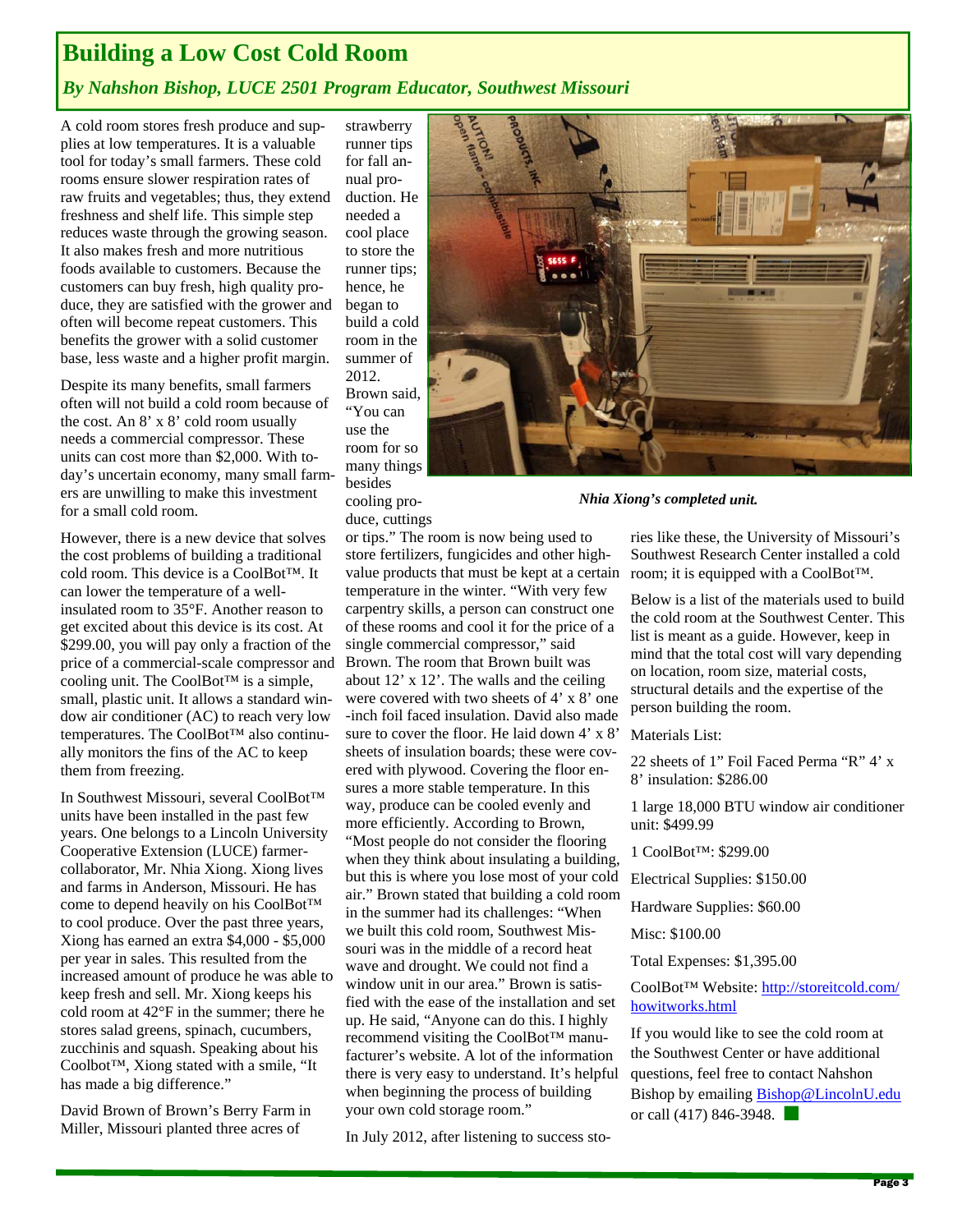# Building a Low Cost Cold Room

*By Nahshon Bishop, LUCE 2501 Program Educator, Southwest Missouri*

A cold room stores fresh produce and supplies at low temperatures. It is a valuable tool for today's small farmers. These cold rooms ensure slower respiration rates of raw fruits and vegetables; thus, they extend freshness and shelf life. This simple step reduces waste through the growing season. It also makes fresh and more nutritious foods available to customers. Because the customers can buy fresh, high quality produce, they are satisfied with the grower and often will become repeat customers. This benefits the grower with a solid customer base, less waste and a higher profit margin.

Despite its many benefits, small farmers often will not build a cold room because of the cost. An 8' x 8' cold room usually needs a commercial compressor. These units can cost more than $2,000. With today's uncertain economy, many small farmers are unwilling to make this investment for a small cold room.

However, there is a new device that solves the cost problems of building a traditional cold room. This device is a CoolBot™. It can lower the temperature of a well-insulated room to 35°F. Another reason to get excited about this device is its cost. At $299.00, you will pay only a fraction of the price of a commercial-scale compressor and cooling unit. The CoolBot™ is a simple, small, plastic unit. It allows a standard window air conditioner (AC) to reach very low temperatures. The CoolBot™ also continually monitors the fins of the AC to keep them from freezing.

In Southwest Missouri, several CoolBot™ units have been installed in the past few years. One belongs to a Lincoln University Cooperative Extension (LUCE) farmer-collaborator, Mr. Nhia Xiong. Xiong lives and farms in Anderson, Missouri. He has come to depend heavily on his CoolBot™ to cool produce. Over the past three years, Xiong has earned an extra $4,000 - $5,000 per year in sales. This resulted from the increased amount of produce he was able to keep fresh and sell. Mr. Xiong keeps his cold room at 42°F in the summer; there he stores salad greens, spinach, cucumbers, zucchinis and squash. Speaking about his Coolbot™, Xiong stated with a smile, "It has made a big difference."

David Brown of Brown's Berry Farm in Miller, Missouri planted three acres of strawberry runner tips for fall annual production. He needed a cool place to store the runner tips; hence, he began to build a cold room in the summer of 2012. Brown said, "You can use the room for so many things besides cooling produce, cuttings or tips." The room is now being used to store fertilizers, fungicides and other high-value products that must be kept at a certain temperature in the winter. "With very few carpentry skills, a person can construct one of these rooms and cool it for the price of a single commercial compressor," said Brown. The room that Brown built was about 12' x 12'. The walls and the ceiling were covered with two sheets of 4' x 8' one-inch foil faced insulation. David also made sure to cover the floor. He laid down 4' x 8' sheets of insulation boards; these were covered with plywood. Covering the floor ensures a more stable temperature. In this way, produce can be cooled evenly and more efficiently. According to Brown, "Most people do not consider the flooring when they think about insulating a building, but this is where you lose most of your cold air." Brown stated that building a cold room in the summer had its challenges: "When we built this cold room, Southwest Missouri was in the middle of a record heat wave and drought. We could not find a window unit in our area." Brown is satisfied with the ease of the installation and set up. He said, "Anyone can do this. I highly recommend visiting the CoolBot™ manufacturer's website. A lot of the information there is very easy to understand. It's helpful when beginning the process of building your own cold storage room."

*Nhia Xiong's completed unit.*

In July 2012, after listening to success stories like these, the University of Missouri's Southwest Research Center installed a cold room; it is equipped with a CoolBot™.

Below is a list of the materials used to build the cold room at the Southwest Center. This list is meant as a guide. However, keep in mind that the total cost will vary depending on location, room size, material costs, structural details and the expertise of the person building the room.

Materials List:

22 sheets of 1" Foil Faced Perma "R" 4' x 8' insulation: $286.00

1 large 18,000 BTU window air conditioner unit: $499.99

1 CoolBot™: $299.00

Electrical Supplies: $150.00

Hardware Supplies: $60.00

Misc: $100.00

Total Expenses: $1,395.00

CoolBot™ Website: [http://storeitcold.com/howitworks.html](http://storeitcold.com/howitworks.html)

If you would like to see the cold room at the Southwest Center or have additional questions, feel free to contact Nahshon Bishop by emailing Bishop@LincolnU.edu or call (417) 846-3948.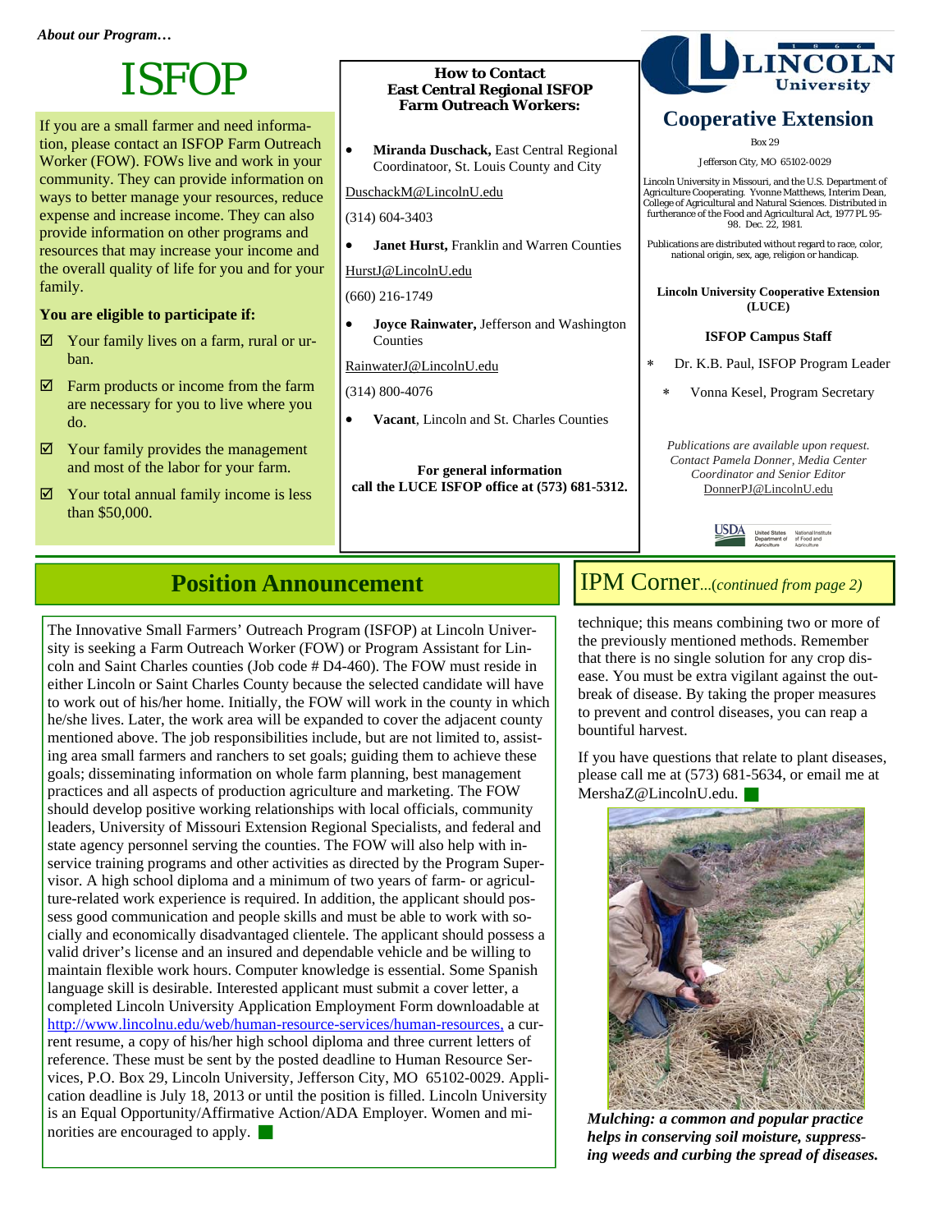*About our Program…*

# ISFOP

If you are a small farmer and need information, please contact an ISFOP Farm Outreach Worker (FOW). FOWs live and work in your community. They can provide information on ways to better manage your resources, reduce expense and increase income. They can also provide information on other programs and resources that may increase your income and the overall quality of life for you and for your family.

**You are eligible to participate if:**

- ☑ Your family lives on a farm, rural or urban.
- ☑ Farm products or income from the farm are necessary for you to live where you do.
- ☑ Your family provides the management and most of the labor for your farm.
- ☑ Your total annual family income is less than $50,000.

**How to Contact East Central Regional ISFOP Farm Outreach Workers:**

- **Miranda Duschack,** East Central Regional Coordinatoor, St. Louis County and City

DuschackM@LincolnU.edu

(314) 604-3403

- **Janet Hurst,** Franklin and Warren Counties

HurstJ@LincolnU.edu

(660) 216-1749

- **Joyce Rainwater,** Jefferson and Washington Counties

RainwaterJ@LincolnU.edu

(314) 800-4076

- **Vacant**, Lincoln and St. Charles Counties

**For general information call the LUCE ISFOP office at (573) 681-5312.**

LINCOLN University 1866

## Cooperative Extension

Box 29

Jefferson City, MO 65102-0029

Lincoln University in Missouri, and the U.S. Department of Agriculture Cooperating. Yvonne Matthews, Interim Dean, College of Agricultural and Natural Sciences. Distributed in furtherance of the Food and Agricultural Act, 1977 PL 95-98. Dec. 22, 1981.

Publications are distributed without regard to race, color, national origin, sex, age, religion or handicap.

**Lincoln University Cooperative Extension (LUCE)**

**ISFOP Campus Staff**

- Dr. K.B. Paul, ISFOP Program Leader
- Vonna Kesel, Program Secretary

*Publications are available upon request. Contact Pamela Donner, Media Center Coordinator and Senior Editor* DonnerPJ@LincolnU.edu

USDA United States Department of Agriculture National Institute of Food and Agriculture

## Position Announcement

The Innovative Small Farmers' Outreach Program (ISFOP) at Lincoln University is seeking a Farm Outreach Worker (FOW) or Program Assistant for Lincoln and Saint Charles counties (Job code # D4-460). The FOW must reside in either Lincoln or Saint Charles County because the selected candidate will have to work out of his/her home. Initially, the FOW will work in the county in which he/she lives. Later, the work area will be expanded to cover the adjacent county mentioned above. The job responsibilities include, but are not limited to, assisting area small farmers and ranchers to set goals; guiding them to achieve these goals; disseminating information on whole farm planning, best management practices and all aspects of production agriculture and marketing. The FOW should develop positive working relationships with local officials, community leaders, University of Missouri Extension Regional Specialists, and federal and state agency personnel serving the counties. The FOW will also help with in-service training programs and other activities as directed by the Program Supervisor. A high school diploma and a minimum of two years of farm- or agriculture-related work experience is required. In addition, the applicant should possess good communication and people skills and must be able to work with socially and economically disadvantaged clientele. The applicant should possess a valid driver's license and an insured and dependable vehicle and be willing to maintain flexible work hours. Computer knowledge is essential. Some Spanish language skill is desirable. Interested applicant must submit a cover letter, a completed Lincoln University Application Employment Form downloadable at http://www.lincolnu.edu/web/human-resource-services/human-resources, a current resume, a copy of his/her high school diploma and three current letters of reference. These must be sent by the posted deadline to Human Resource Services, P.O. Box 29, Lincoln University, Jefferson City, MO 65102-0029. Application deadline is July 18, 2013 or until the position is filled. Lincoln University is an Equal Opportunity/Affirmative Action/ADA Employer. Women and minorities are encouraged to apply.

## IPM Corner*...(continued from page 2)*

technique; this means combining two or more of the previously mentioned methods. Remember that there is no single solution for any crop disease. You must be extra vigilant against the outbreak of disease. By taking the proper measures to prevent and control diseases, you can reap a bountiful harvest.

If you have questions that relate to plant diseases, please call me at (573) 681-5634, or email me at MershaZ@LincolnU.edu.

***Mulching: a common and popular practice helps in conserving soil moisture, suppressing weeds and curbing the spread of diseases.***